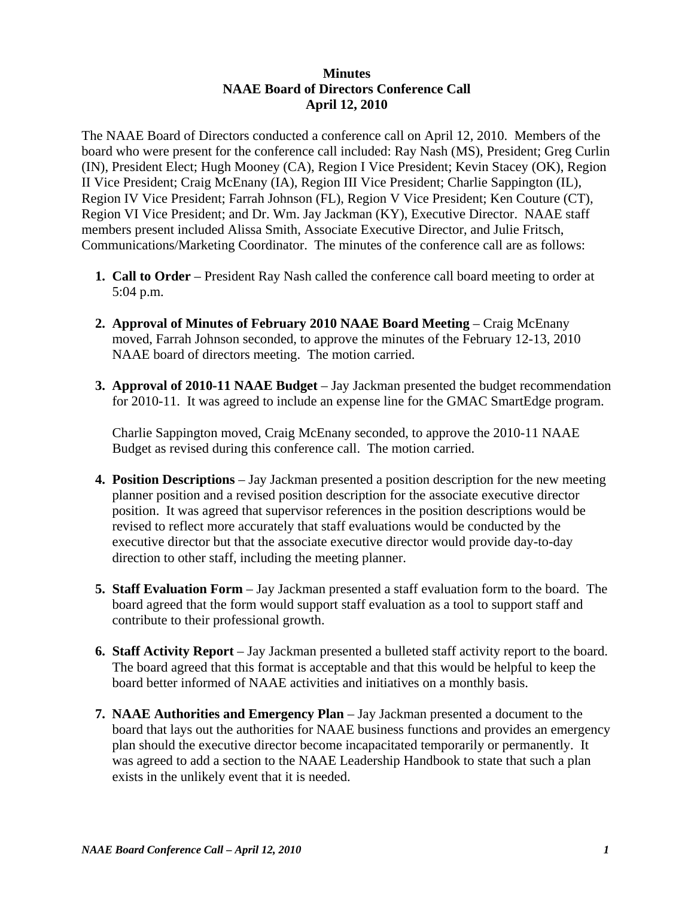**Minutes**
**NAAE Board of Directors Conference Call**
**April 12, 2010**

The NAAE Board of Directors conducted a conference call on April 12, 2010. Members of the board who were present for the conference call included: Ray Nash (MS), President; Greg Curlin (IN), President Elect; Hugh Mooney (CA), Region I Vice President; Kevin Stacey (OK), Region II Vice President; Craig McEnany (IA), Region III Vice President; Charlie Sappington (IL), Region IV Vice President; Farrah Johnson (FL), Region V Vice President; Ken Couture (CT), Region VI Vice President; and Dr. Wm. Jay Jackman (KY), Executive Director. NAAE staff members present included Alissa Smith, Associate Executive Director, and Julie Fritsch, Communications/Marketing Coordinator. The minutes of the conference call are as follows:

1. **Call to Order** – President Ray Nash called the conference call board meeting to order at 5:04 p.m.

2. **Approval of Minutes of February 2010 NAAE Board Meeting** – Craig McEnany moved, Farrah Johnson seconded, to approve the minutes of the February 12-13, 2010 NAAE board of directors meeting. The motion carried.

3. **Approval of 2010-11 NAAE Budget** – Jay Jackman presented the budget recommendation for 2010-11. It was agreed to include an expense line for the GMAC SmartEdge program.

   Charlie Sappington moved, Craig McEnany seconded, to approve the 2010-11 NAAE Budget as revised during this conference call. The motion carried.

4. **Position Descriptions** – Jay Jackman presented a position description for the new meeting planner position and a revised position description for the associate executive director position. It was agreed that supervisor references in the position descriptions would be revised to reflect more accurately that staff evaluations would be conducted by the executive director but that the associate executive director would provide day-to-day direction to other staff, including the meeting planner.

5. **Staff Evaluation Form** – Jay Jackman presented a staff evaluation form to the board. The board agreed that the form would support staff evaluation as a tool to support staff and contribute to their professional growth.

6. **Staff Activity Report** – Jay Jackman presented a bulleted staff activity report to the board. The board agreed that this format is acceptable and that this would be helpful to keep the board better informed of NAAE activities and initiatives on a monthly basis.

7. **NAAE Authorities and Emergency Plan** – Jay Jackman presented a document to the board that lays out the authorities for NAAE business functions and provides an emergency plan should the executive director become incapacitated temporarily or permanently. It was agreed to add a section to the NAAE Leadership Handbook to state that such a plan exists in the unlikely event that it is needed.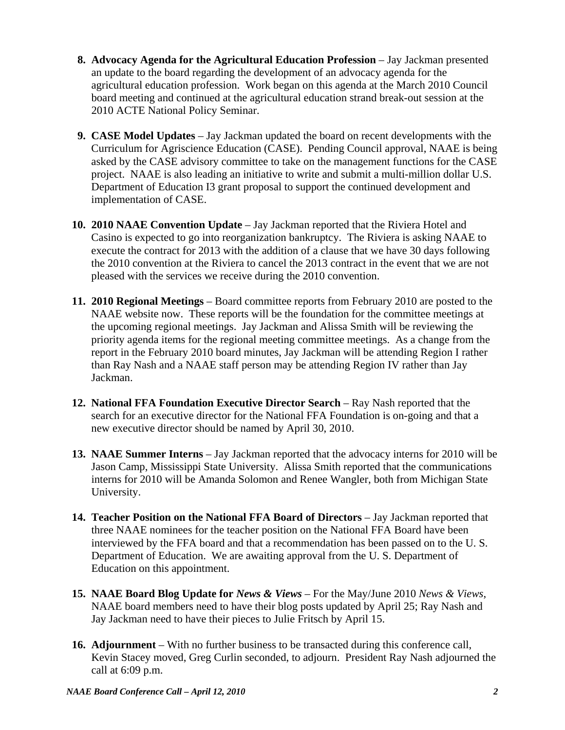8. **Advocacy Agenda for the Agricultural Education Profession** – Jay Jackman presented an update to the board regarding the development of an advocacy agenda for the agricultural education profession. Work began on this agenda at the March 2010 Council board meeting and continued at the agricultural education strand break-out session at the 2010 ACTE National Policy Seminar.

9. **CASE Model Updates** – Jay Jackman updated the board on recent developments with the Curriculum for Agriscience Education (CASE). Pending Council approval, NAAE is being asked by the CASE advisory committee to take on the management functions for the CASE project. NAAE is also leading an initiative to write and submit a multi-million dollar U.S. Department of Education I3 grant proposal to support the continued development and implementation of CASE.

10. **2010 NAAE Convention Update** – Jay Jackman reported that the Riviera Hotel and Casino is expected to go into reorganization bankruptcy. The Riviera is asking NAAE to execute the contract for 2013 with the addition of a clause that we have 30 days following the 2010 convention at the Riviera to cancel the 2013 contract in the event that we are not pleased with the services we receive during the 2010 convention.

11. **2010 Regional Meetings** – Board committee reports from February 2010 are posted to the NAAE website now. These reports will be the foundation for the committee meetings at the upcoming regional meetings. Jay Jackman and Alissa Smith will be reviewing the priority agenda items for the regional meeting committee meetings. As a change from the report in the February 2010 board minutes, Jay Jackman will be attending Region I rather than Ray Nash and a NAAE staff person may be attending Region IV rather than Jay Jackman.

12. **National FFA Foundation Executive Director Search** – Ray Nash reported that the search for an executive director for the National FFA Foundation is on-going and that a new executive director should be named by April 30, 2010.

13. **NAAE Summer Interns** – Jay Jackman reported that the advocacy interns for 2010 will be Jason Camp, Mississippi State University. Alissa Smith reported that the communications interns for 2010 will be Amanda Solomon and Renee Wangler, both from Michigan State University.

14. **Teacher Position on the National FFA Board of Directors** – Jay Jackman reported that three NAAE nominees for the teacher position on the National FFA Board have been interviewed by the FFA board and that a recommendation has been passed on to the U. S. Department of Education. We are awaiting approval from the U. S. Department of Education on this appointment.

15. **NAAE Board Blog Update for *News & Views*** – For the May/June 2010 *News & Views*, NAAE board members need to have their blog posts updated by April 25; Ray Nash and Jay Jackman need to have their pieces to Julie Fritsch by April 15.

16. **Adjournment** – With no further business to be transacted during this conference call, Kevin Stacey moved, Greg Curlin seconded, to adjourn. President Ray Nash adjourned the call at 6:09 p.m.